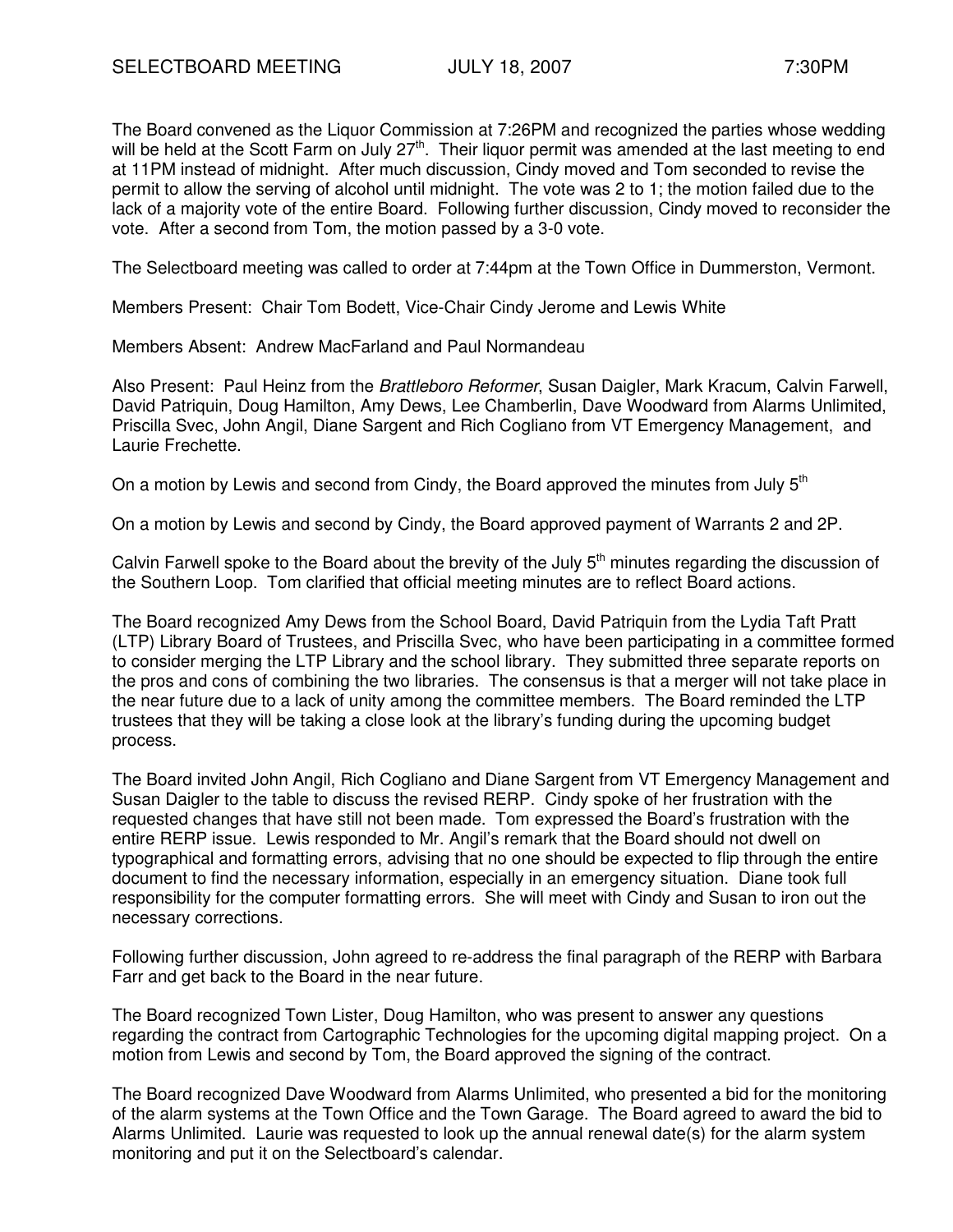SELECTBOARD MEETING JULY 18, 2007 7:30PM

The Board convened as the Liquor Commission at 7:26PM and recognized the parties whose wedding will be held at the Scott Farm on July 27th. Their liquor permit was amended at the last meeting to end at 11PM instead of midnight. After much discussion, Cindy moved and Tom seconded to revise the permit to allow the serving of alcohol until midnight. The vote was 2 to 1; the motion failed due to the lack of a majority vote of the entire Board. Following further discussion, Cindy moved to reconsider the vote. After a second from Tom, the motion passed by a 3-0 vote.

The Selectboard meeting was called to order at 7:44pm at the Town Office in Dummerston, Vermont.

Members Present: Chair Tom Bodett, Vice-Chair Cindy Jerome and Lewis White

Members Absent: Andrew MacFarland and Paul Normandeau

Also Present: Paul Heinz from the *Brattleboro Reformer*, Susan Daigler, Mark Kracum, Calvin Farwell, David Patriquin, Doug Hamilton, Amy Dews, Lee Chamberlin, Dave Woodward from Alarms Unlimited, Priscilla Svec, John Angil, Diane Sargent and Rich Cogliano from VT Emergency Management, and Laurie Frechette.

On a motion by Lewis and second from Cindy, the Board approved the minutes from July 5th

On a motion by Lewis and second by Cindy, the Board approved payment of Warrants 2 and 2P.

Calvin Farwell spoke to the Board about the brevity of the July 5th minutes regarding the discussion of the Southern Loop. Tom clarified that official meeting minutes are to reflect Board actions.

The Board recognized Amy Dews from the School Board, David Patriquin from the Lydia Taft Pratt (LTP) Library Board of Trustees, and Priscilla Svec, who have been participating in a committee formed to consider merging the LTP Library and the school library. They submitted three separate reports on the pros and cons of combining the two libraries. The consensus is that a merger will not take place in the near future due to a lack of unity among the committee members. The Board reminded the LTP trustees that they will be taking a close look at the library's funding during the upcoming budget process.

The Board invited John Angil, Rich Cogliano and Diane Sargent from VT Emergency Management and Susan Daigler to the table to discuss the revised RERP. Cindy spoke of her frustration with the requested changes that have still not been made. Tom expressed the Board's frustration with the entire RERP issue. Lewis responded to Mr. Angil's remark that the Board should not dwell on typographical and formatting errors, advising that no one should be expected to flip through the entire document to find the necessary information, especially in an emergency situation. Diane took full responsibility for the computer formatting errors. She will meet with Cindy and Susan to iron out the necessary corrections.

Following further discussion, John agreed to re-address the final paragraph of the RERP with Barbara Farr and get back to the Board in the near future.

The Board recognized Town Lister, Doug Hamilton, who was present to answer any questions regarding the contract from Cartographic Technologies for the upcoming digital mapping project. On a motion from Lewis and second by Tom, the Board approved the signing of the contract.

The Board recognized Dave Woodward from Alarms Unlimited, who presented a bid for the monitoring of the alarm systems at the Town Office and the Town Garage. The Board agreed to award the bid to Alarms Unlimited. Laurie was requested to look up the annual renewal date(s) for the alarm system monitoring and put it on the Selectboard's calendar.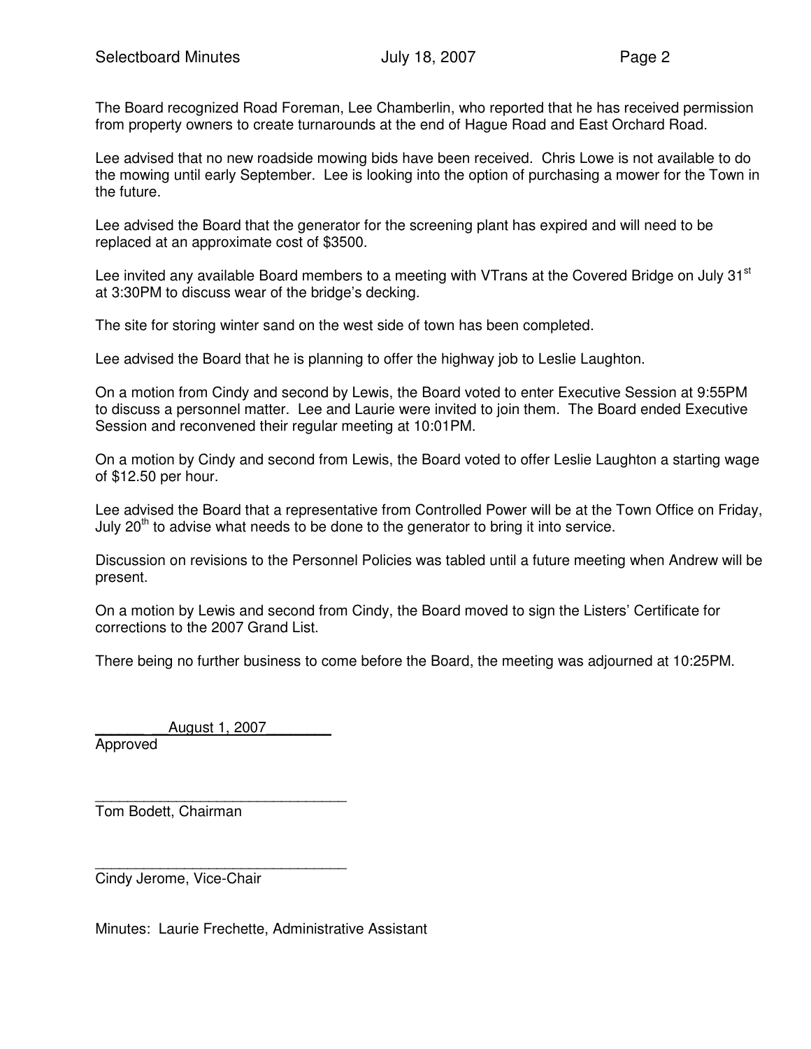The Board recognized Road Foreman, Lee Chamberlin, who reported that he has received permission from property owners to create turnarounds at the end of Hague Road and East Orchard Road.

Lee advised that no new roadside mowing bids have been received. Chris Lowe is not available to do the mowing until early September. Lee is looking into the option of purchasing a mower for the Town in the future.

Lee advised the Board that the generator for the screening plant has expired and will need to be replaced at an approximate cost of $3500.

Lee invited any available Board members to a meeting with VTrans at the Covered Bridge on July 31st at 3:30PM to discuss wear of the bridge's decking.

The site for storing winter sand on the west side of town has been completed.

Lee advised the Board that he is planning to offer the highway job to Leslie Laughton.

On a motion from Cindy and second by Lewis, the Board voted to enter Executive Session at 9:55PM to discuss a personnel matter. Lee and Laurie were invited to join them. The Board ended Executive Session and reconvened their regular meeting at 10:01PM.

On a motion by Cindy and second from Lewis, the Board voted to offer Leslie Laughton a starting wage of $12.50 per hour.

Lee advised the Board that a representative from Controlled Power will be at the Town Office on Friday, July 20th to advise what needs to be done to the generator to bring it into service.

Discussion on revisions to the Personnel Policies was tabled until a future meeting when Andrew will be present.

On a motion by Lewis and second from Cindy, the Board moved to sign the Listers' Certificate for corrections to the 2007 Grand List.

There being no further business to come before the Board, the meeting was adjourned at 10:25PM.

______ __August 1, 2007________
Approved

______________________________
Tom Bodett, Chairman

______________________________
Cindy Jerome, Vice-Chair

Minutes: Laurie Frechette, Administrative Assistant